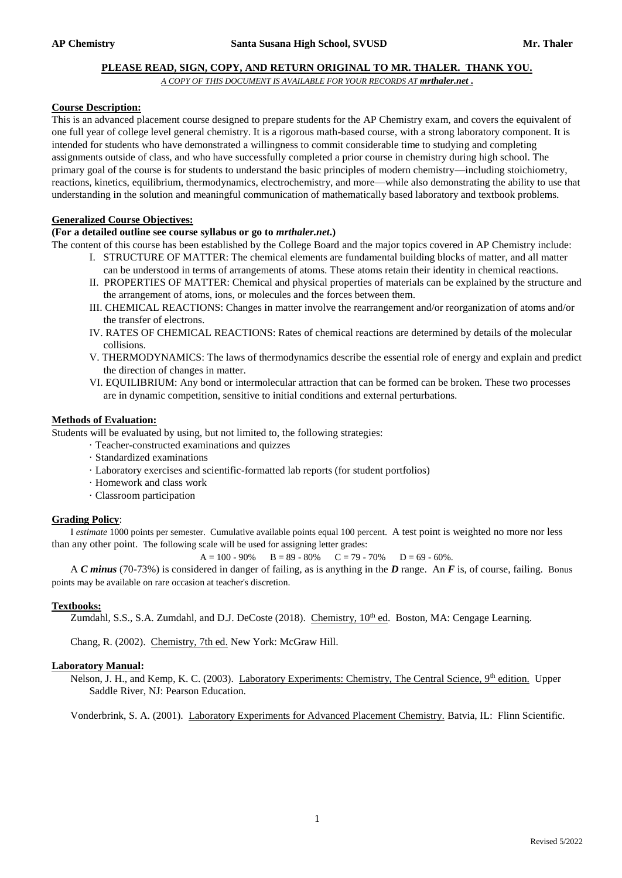**PLEASE READ, SIGN, COPY, AND RETURN ORIGINAL TO MR. THALER. THANK YOU.**

*A COPY OF THIS DOCUMENT IS AVAILABLE FOR YOUR RECORDS AT **mrthaler.net** .*

## Course Description:

This is an advanced placement course designed to prepare students for the AP Chemistry exam, and covers the equivalent of one full year of college level general chemistry. It is a rigorous math-based course, with a strong laboratory component. It is intended for students who have demonstrated a willingness to commit considerable time to studying and completing assignments outside of class, and who have successfully completed a prior course in chemistry during high school. The primary goal of the course is for students to understand the basic principles of modern chemistry—including stoichiometry, reactions, kinetics, equilibrium, thermodynamics, electrochemistry, and more—while also demonstrating the ability to use that understanding in the solution and meaningful communication of mathematically based laboratory and textbook problems.

## Generalized Course Objectives:

**(For a detailed outline see course syllabus or go to *mrthaler.net*.)**

The content of this course has been established by the College Board and the major topics covered in AP Chemistry include:

- I. STRUCTURE OF MATTER: The chemical elements are fundamental building blocks of matter, and all matter can be understood in terms of arrangements of atoms. These atoms retain their identity in chemical reactions.
- II. PROPERTIES OF MATTER: Chemical and physical properties of materials can be explained by the structure and the arrangement of atoms, ions, or molecules and the forces between them.
- III. CHEMICAL REACTIONS: Changes in matter involve the rearrangement and/or reorganization of atoms and/or the transfer of electrons.
- IV. RATES OF CHEMICAL REACTIONS: Rates of chemical reactions are determined by details of the molecular collisions.
- V. THERMODYNAMICS: The laws of thermodynamics describe the essential role of energy and explain and predict the direction of changes in matter.
- VI. EQUILIBRIUM: Any bond or intermolecular attraction that can be formed can be broken. These two processes are in dynamic competition, sensitive to initial conditions and external perturbations.

## Methods of Evaluation:

Students will be evaluated by using, but not limited to, the following strategies:

- Teacher-constructed examinations and quizzes
- Standardized examinations
- Laboratory exercises and scientific-formatted lab reports (for student portfolios)
- Homework and class work
- Classroom participation

## Grading Policy:

I *estimate* 1000 points per semester. Cumulative available points equal 100 percent. A test point is weighted no more nor less than any other point. The following scale will be used for assigning letter grades:

A = 100 - 90%   B = 89 - 80%   C = 79 - 70%   D = 69 - 60%.

A ***C minus*** (70-73%) is considered in danger of failing, as is anything in the ***D*** range. An ***F*** is, of course, failing. Bonus points may be available on rare occasion at teacher's discretion.

## Textbooks:

Zumdahl, S.S., S.A. Zumdahl, and D.J. DeCoste (2018). Chemistry, 10th ed. Boston, MA: Cengage Learning.

Chang, R. (2002). Chemistry, 7th ed. New York: McGraw Hill.

## Laboratory Manual:

Nelson, J. H., and Kemp, K. C. (2003). Laboratory Experiments: Chemistry, The Central Science, 9th edition. Upper Saddle River, NJ: Pearson Education.

Vonderbrink, S. A. (2001). Laboratory Experiments for Advanced Placement Chemistry. Batvia, IL: Flinn Scientific.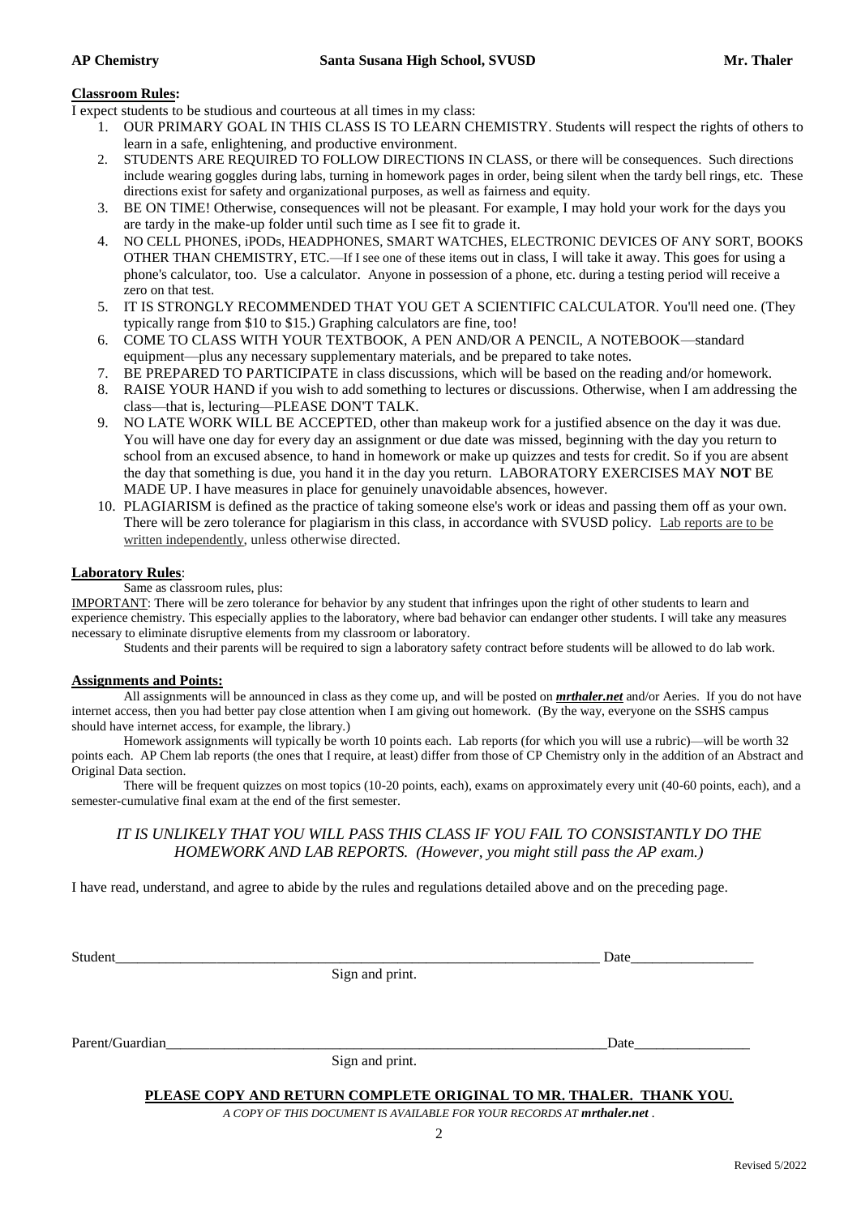**Classroom Rules:**

I expect students to be studious and courteous at all times in my class:

1. OUR PRIMARY GOAL IN THIS CLASS IS TO LEARN CHEMISTRY. Students will respect the rights of others to learn in a safe, enlightening, and productive environment.
2. STUDENTS ARE REQUIRED TO FOLLOW DIRECTIONS IN CLASS, or there will be consequences. Such directions include wearing goggles during labs, turning in homework pages in order, being silent when the tardy bell rings, etc. These directions exist for safety and organizational purposes, as well as fairness and equity.
3. BE ON TIME! Otherwise, consequences will not be pleasant. For example, I may hold your work for the days you are tardy in the make-up folder until such time as I see fit to grade it.
4. NO CELL PHONES, iPODs, HEADPHONES, SMART WATCHES, ELECTRONIC DEVICES OF ANY SORT, BOOKS OTHER THAN CHEMISTRY, ETC.—If I see one of these items out in class, I will take it away. This goes for using a phone's calculator, too. Use a calculator. Anyone in possession of a phone, etc. during a testing period will receive a zero on that test.
5. IT IS STRONGLY RECOMMENDED THAT YOU GET A SCIENTIFIC CALCULATOR. You'll need one. (They typically range from $10 to $15.) Graphing calculators are fine, too!
6. COME TO CLASS WITH YOUR TEXTBOOK, A PEN AND/OR A PENCIL, A NOTEBOOK—standard equipment—plus any necessary supplementary materials, and be prepared to take notes.
7. BE PREPARED TO PARTICIPATE in class discussions, which will be based on the reading and/or homework.
8. RAISE YOUR HAND if you wish to add something to lectures or discussions. Otherwise, when I am addressing the class—that is, lecturing—PLEASE DON'T TALK.
9. NO LATE WORK WILL BE ACCEPTED, other than makeup work for a justified absence on the day it was due. You will have one day for every day an assignment or due date was missed, beginning with the day you return to school from an excused absence, to hand in homework or make up quizzes and tests for credit. So if you are absent the day that something is due, you hand it in the day you return. LABORATORY EXERCISES MAY **NOT** BE MADE UP. I have measures in place for genuinely unavoidable absences, however.
10. PLAGIARISM is defined as the practice of taking someone else's work or ideas and passing them off as your own. There will be zero tolerance for plagiarism in this class, in accordance with SVUSD policy. Lab reports are to be written independently, unless otherwise directed.

**Laboratory Rules**:

Same as classroom rules, plus:

IMPORTANT: There will be zero tolerance for behavior by any student that infringes upon the right of other students to learn and experience chemistry. This especially applies to the laboratory, where bad behavior can endanger other students. I will take any measures necessary to eliminate disruptive elements from my classroom or laboratory.

Students and their parents will be required to sign a laboratory safety contract before students will be allowed to do lab work.

**Assignments and Points:**

All assignments will be announced in class as they come up, and will be posted on ***mrthaler.net*** and/or Aeries. If you do not have internet access, then you had better pay close attention when I am giving out homework. (By the way, everyone on the SSHS campus should have internet access, for example, the library.)

Homework assignments will typically be worth 10 points each. Lab reports (for which you will use a rubric)—will be worth 32 points each. AP Chem lab reports (the ones that I require, at least) differ from those of CP Chemistry only in the addition of an Abstract and Original Data section.

There will be frequent quizzes on most topics (10-20 points, each), exams on approximately every unit (40-60 points, each), and a semester-cumulative final exam at the end of the first semester.

*IT IS UNLIKELY THAT YOU WILL PASS THIS CLASS IF YOU FAIL TO CONSISTANTLY DO THE HOMEWORK AND LAB REPORTS. (However, you might still pass the AP exam.)*

I have read, understand, and agree to abide by the rules and regulations detailed above and on the preceding page.

Student_______________________________________________________________ Date________________

Sign and print.

Parent/Guardian_________________________________________________________Date________________

Sign and print.

**PLEASE COPY AND RETURN COMPLETE ORIGINAL TO MR. THALER. THANK YOU.**

*A COPY OF THIS DOCUMENT IS AVAILABLE FOR YOUR RECORDS AT **mrthaler.net** .*

Revised 5/2022